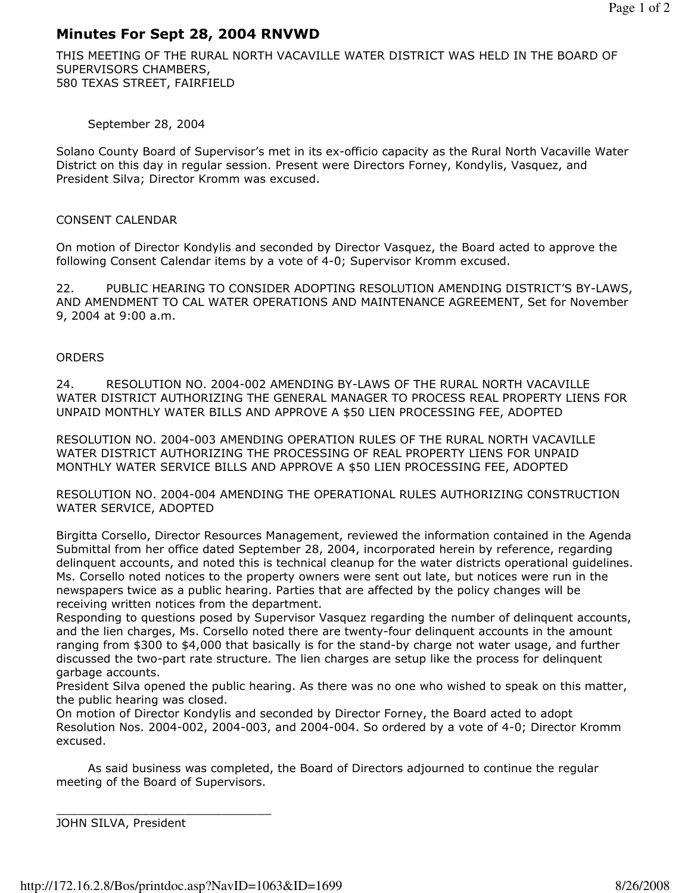# Minutes For Sept 28, 2004 RNVWD

THIS MEETING OF THE RURAL NORTH VACAVILLE WATER DISTRICT WAS HELD IN THE BOARD OF SUPERVISORS CHAMBERS,
580 TEXAS STREET, FAIRFIELD

September 28, 2004

Solano County Board of Supervisor's met in its ex-officio capacity as the Rural North Vacaville Water District on this day in regular session. Present were Directors Forney, Kondylis, Vasquez, and President Silva; Director Kromm was excused.

CONSENT CALENDAR

On motion of Director Kondylis and seconded by Director Vasquez, the Board acted to approve the following Consent Calendar items by a vote of 4-0; Supervisor Kromm excused.

22. PUBLIC HEARING TO CONSIDER ADOPTING RESOLUTION AMENDING DISTRICT'S BY-LAWS, AND AMENDMENT TO CAL WATER OPERATIONS AND MAINTENANCE AGREEMENT, Set for November 9, 2004 at 9:00 a.m.

ORDERS

24. RESOLUTION NO. 2004-002 AMENDING BY-LAWS OF THE RURAL NORTH VACAVILLE WATER DISTRICT AUTHORIZING THE GENERAL MANAGER TO PROCESS REAL PROPERTY LIENS FOR UNPAID MONTHLY WATER BILLS AND APPROVE A $50 LIEN PROCESSING FEE, ADOPTED

RESOLUTION NO. 2004-003 AMENDING OPERATION RULES OF THE RURAL NORTH VACAVILLE WATER DISTRICT AUTHORIZING THE PROCESSING OF REAL PROPERTY LIENS FOR UNPAID MONTHLY WATER SERVICE BILLS AND APPROVE A $50 LIEN PROCESSING FEE, ADOPTED

RESOLUTION NO. 2004-004 AMENDING THE OPERATIONAL RULES AUTHORIZING CONSTRUCTION WATER SERVICE, ADOPTED

Birgitta Corsello, Director Resources Management, reviewed the information contained in the Agenda Submittal from her office dated September 28, 2004, incorporated herein by reference, regarding delinquent accounts, and noted this is technical cleanup for the water districts operational guidelines. Ms. Corsello noted notices to the property owners were sent out late, but notices were run in the newspapers twice as a public hearing. Parties that are affected by the policy changes will be receiving written notices from the department.
Responding to questions posed by Supervisor Vasquez regarding the number of delinquent accounts, and the lien charges, Ms. Corsello noted there are twenty-four delinquent accounts in the amount ranging from $300 to $4,000 that basically is for the stand-by charge not water usage, and further discussed the two-part rate structure. The lien charges are setup like the process for delinquent garbage accounts.
President Silva opened the public hearing. As there was no one who wished to speak on this matter, the public hearing was closed.
On motion of Director Kondylis and seconded by Director Forney, the Board acted to adopt Resolution Nos. 2004-002, 2004-003, and 2004-004. So ordered by a vote of 4-0; Director Kromm excused.

As said business was completed, the Board of Directors adjourned to continue the regular meeting of the Board of Supervisors.

______________________________
JOHN SILVA, President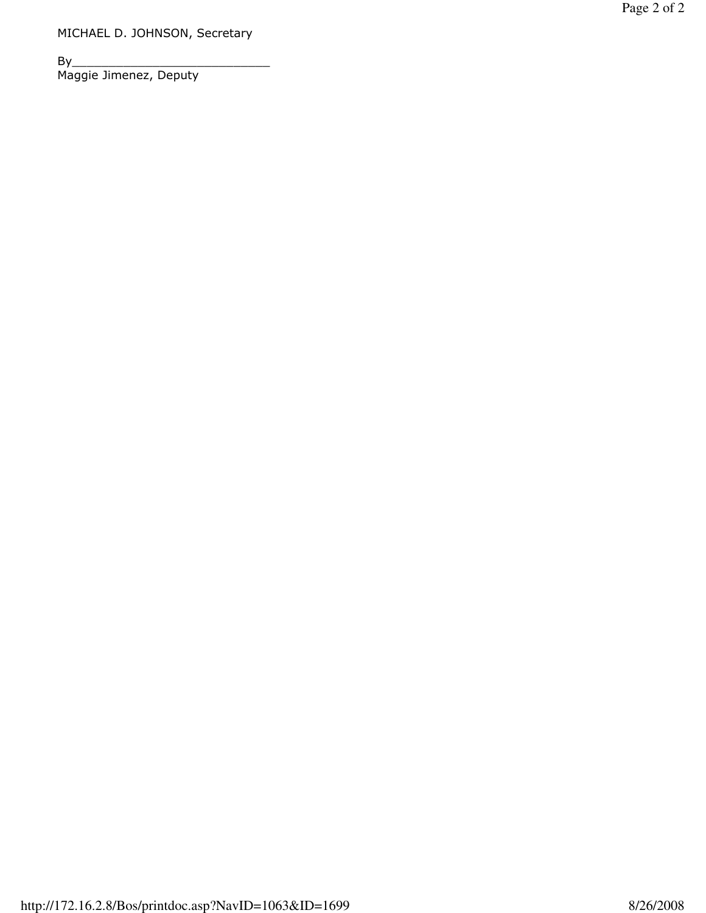MICHAEL D. JOHNSON, Secretary

By___________________________
Maggie Jimenez, Deputy